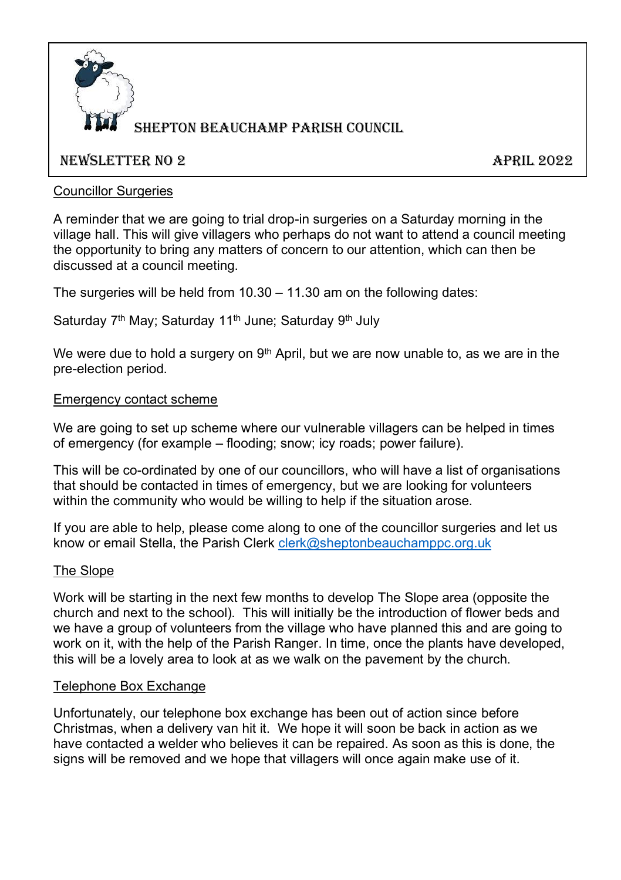# SHEPTON BEAUCHAMP PARISH COUNCIL

**NEWSLETTER NO 2** **APRIL 2022**

## Councillor Surgeries

A reminder that we are going to trial drop-in surgeries on a Saturday morning in the village hall. This will give villagers who perhaps do not want to attend a council meeting the opportunity to bring any matters of concern to our attention, which can then be discussed at a council meeting.

The surgeries will be held from 10.30 – 11.30 am on the following dates:

Saturday 7th May; Saturday 11th June; Saturday 9th July

We were due to hold a surgery on 9th April, but we are now unable to, as we are in the pre-election period.

## Emergency contact scheme

We are going to set up scheme where our vulnerable villagers can be helped in times of emergency (for example – flooding; snow; icy roads; power failure).

This will be co-ordinated by one of our councillors, who will have a list of organisations that should be contacted in times of emergency, but we are looking for volunteers within the community who would be willing to help if the situation arose.

If you are able to help, please come along to one of the councillor surgeries and let us know or email Stella, the Parish Clerk clerk@sheptonbeauchamppc.org.uk

## The Slope

Work will be starting in the next few months to develop The Slope area (opposite the church and next to the school). This will initially be the introduction of flower beds and we have a group of volunteers from the village who have planned this and are going to work on it, with the help of the Parish Ranger. In time, once the plants have developed, this will be a lovely area to look at as we walk on the pavement by the church.

## Telephone Box Exchange

Unfortunately, our telephone box exchange has been out of action since before Christmas, when a delivery van hit it. We hope it will soon be back in action as we have contacted a welder who believes it can be repaired. As soon as this is done, the signs will be removed and we hope that villagers will once again make use of it.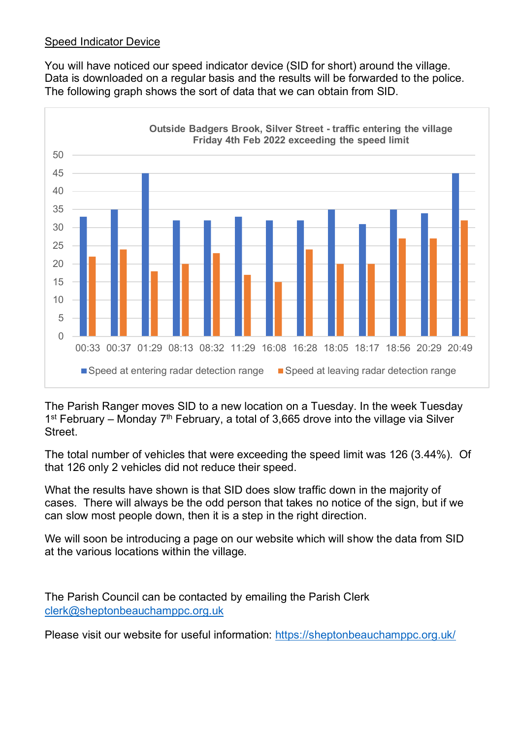Speed Indicator Device

You will have noticed our speed indicator device (SID for short) around the village. Data is downloaded on a regular basis and the results will be forwarded to the police. The following graph shows the sort of data that we can obtain from SID.

Outside Badgers Brook, Silver Street - traffic entering the village
Friday 4th Feb 2022 exceeding the speed limit

50
45
40
35
30
25
20
15
10
5
0

00:33 00:37 01:29 08:13 08:32 11:29 16:08 16:28 18:05 18:17 18:56 20:29 20:49

Speed at entering radar detection range
Speed at leaving radar detection range

The Parish Ranger moves SID to a new location on a Tuesday. In the week Tuesday 1st February – Monday 7th February, a total of 3,665 drove into the village via Silver Street.

The total number of vehicles that were exceeding the speed limit was 126 (3.44%). Of that 126 only 2 vehicles did not reduce their speed.

What the results have shown is that SID does slow traffic down in the majority of cases. There will always be the odd person that takes no notice of the sign, but if we can slow most people down, then it is a step in the right direction.

We will soon be introducing a page on our website which will show the data from SID at the various locations within the village.

The Parish Council can be contacted by emailing the Parish Clerk
clerk@sheptonbeauchamppc.org.uk

Please visit our website for useful information: https://sheptonbeauchamppc.org.uk/